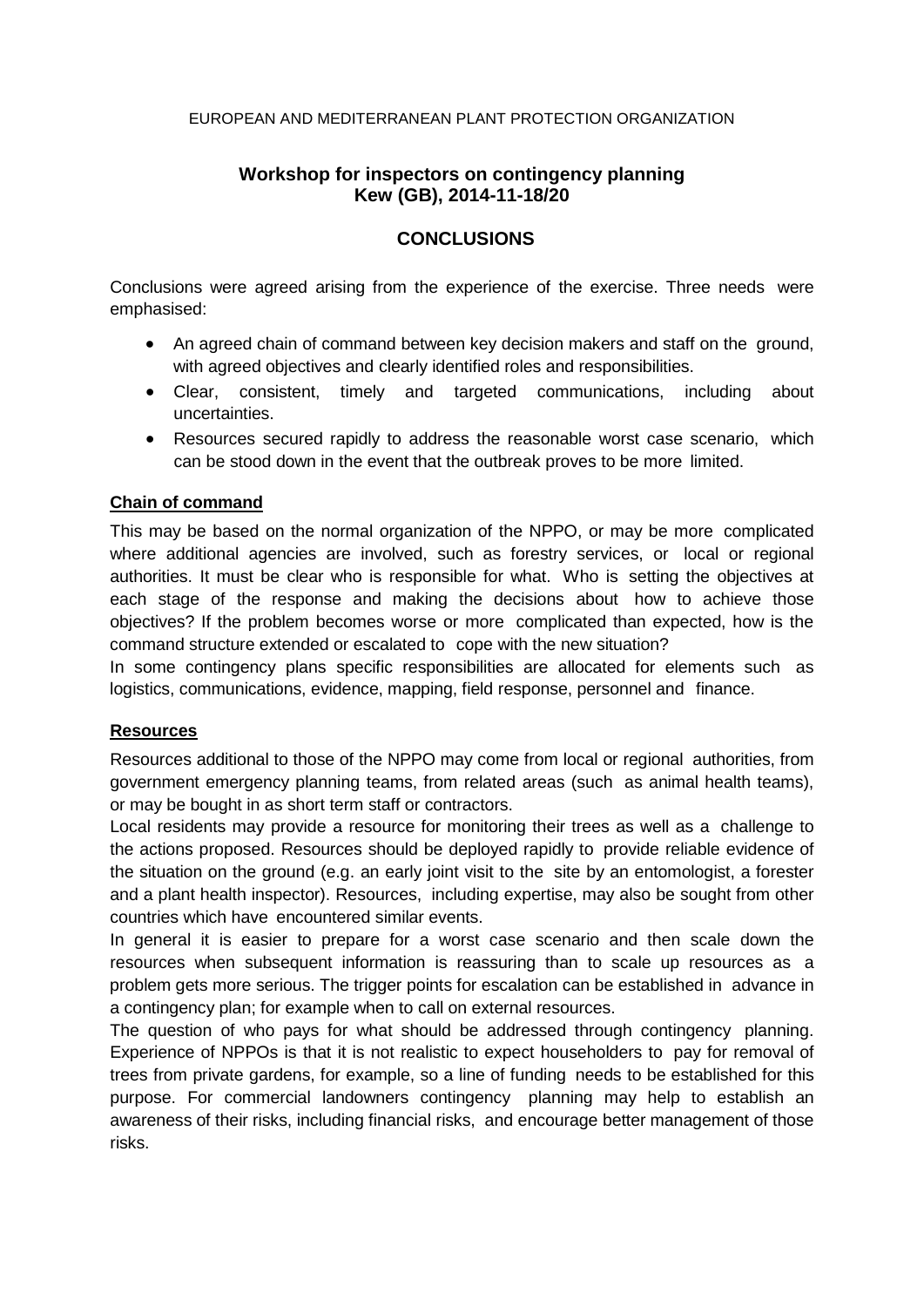EUROPEAN AND MEDITERRANEAN PLANT PROTECTION ORGANIZATION

# Workshop for inspectors on contingency planning
## Kew (GB), 2014-11-18/20

## CONCLUSIONS

Conclusions were agreed arising from the experience of the exercise. Three needs were emphasised:

- An agreed chain of command between key decision makers and staff on the ground, with agreed objectives and clearly identified roles and responsibilities.
- Clear, consistent, timely and targeted communications, including about uncertainties.
- Resources secured rapidly to address the reasonable worst case scenario, which can be stood down in the event that the outbreak proves to be more limited.

### Chain of command

This may be based on the normal organization of the NPPO, or may be more complicated where additional agencies are involved, such as forestry services, or local or regional authorities. It must be clear who is responsible for what. Who is setting the objectives at each stage of the response and making the decisions about how to achieve those objectives? If the problem becomes worse or more complicated than expected, how is the command structure extended or escalated to cope with the new situation?

In some contingency plans specific responsibilities are allocated for elements such as logistics, communications, evidence, mapping, field response, personnel and finance.

### Resources

Resources additional to those of the NPPO may come from local or regional authorities, from government emergency planning teams, from related areas (such as animal health teams), or may be bought in as short term staff or contractors.

Local residents may provide a resource for monitoring their trees as well as a challenge to the actions proposed. Resources should be deployed rapidly to provide reliable evidence of the situation on the ground (e.g. an early joint visit to the site by an entomologist, a forester and a plant health inspector). Resources, including expertise, may also be sought from other countries which have encountered similar events.

In general it is easier to prepare for a worst case scenario and then scale down the resources when subsequent information is reassuring than to scale up resources as a problem gets more serious. The trigger points for escalation can be established in advance in a contingency plan; for example when to call on external resources.

The question of who pays for what should be addressed through contingency planning. Experience of NPPOs is that it is not realistic to expect householders to pay for removal of trees from private gardens, for example, so a line of funding needs to be established for this purpose. For commercial landowners contingency planning may help to establish an awareness of their risks, including financial risks, and encourage better management of those risks.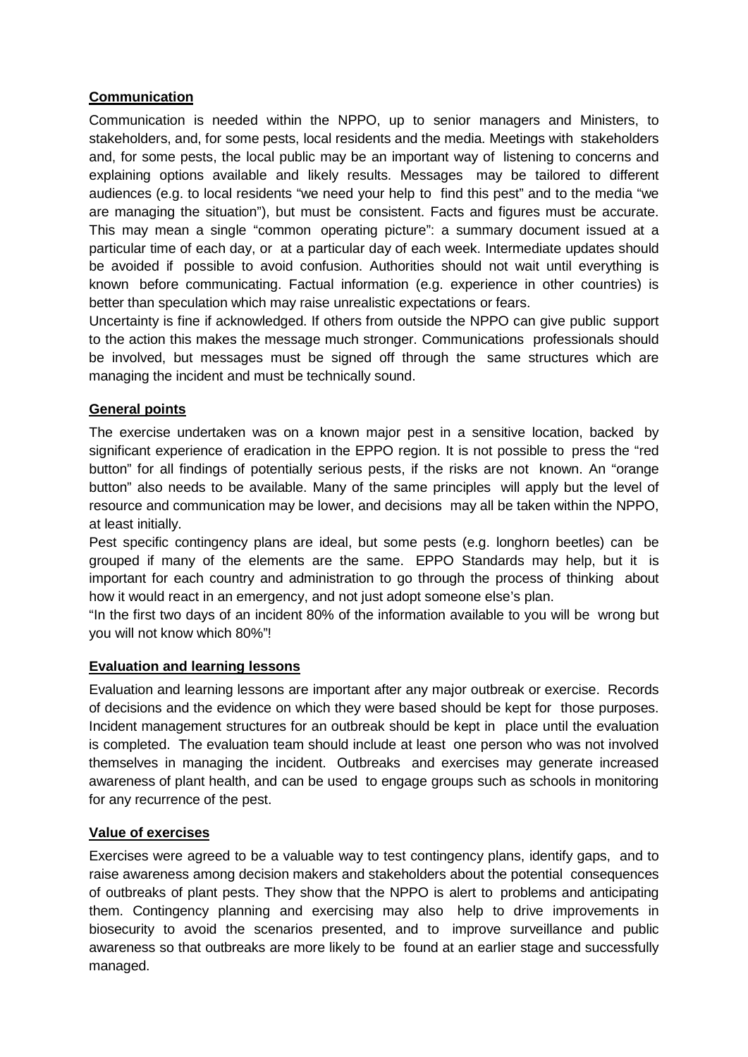**Communication**

Communication is needed within the NPPO, up to senior managers and Ministers, to stakeholders, and, for some pests, local residents and the media. Meetings with stakeholders and, for some pests, the local public may be an important way of listening to concerns and explaining options available and likely results. Messages may be tailored to different audiences (e.g. to local residents "we need your help to find this pest" and to the media "we are managing the situation"), but must be consistent. Facts and figures must be accurate. This may mean a single "common operating picture": a summary document issued at a particular time of each day, or at a particular day of each week. Intermediate updates should be avoided if possible to avoid confusion. Authorities should not wait until everything is known before communicating. Factual information (e.g. experience in other countries) is better than speculation which may raise unrealistic expectations or fears.

Uncertainty is fine if acknowledged. If others from outside the NPPO can give public support to the action this makes the message much stronger. Communications professionals should be involved, but messages must be signed off through the same structures which are managing the incident and must be technically sound.

**General points**

The exercise undertaken was on a known major pest in a sensitive location, backed by significant experience of eradication in the EPPO region. It is not possible to press the "red button" for all findings of potentially serious pests, if the risks are not known. An "orange button" also needs to be available. Many of the same principles will apply but the level of resource and communication may be lower, and decisions may all be taken within the NPPO, at least initially.

Pest specific contingency plans are ideal, but some pests (e.g. longhorn beetles) can be grouped if many of the elements are the same. EPPO Standards may help, but it is important for each country and administration to go through the process of thinking about how it would react in an emergency, and not just adopt someone else's plan.

"In the first two days of an incident 80% of the information available to you will be wrong but you will not know which 80%"!

**Evaluation and learning lessons**

Evaluation and learning lessons are important after any major outbreak or exercise. Records of decisions and the evidence on which they were based should be kept for those purposes. Incident management structures for an outbreak should be kept in place until the evaluation is completed. The evaluation team should include at least one person who was not involved themselves in managing the incident. Outbreaks and exercises may generate increased awareness of plant health, and can be used to engage groups such as schools in monitoring for any recurrence of the pest.

**Value of exercises**

Exercises were agreed to be a valuable way to test contingency plans, identify gaps, and to raise awareness among decision makers and stakeholders about the potential consequences of outbreaks of plant pests. They show that the NPPO is alert to problems and anticipating them. Contingency planning and exercising may also help to drive improvements in biosecurity to avoid the scenarios presented, and to improve surveillance and public awareness so that outbreaks are more likely to be found at an earlier stage and successfully managed.